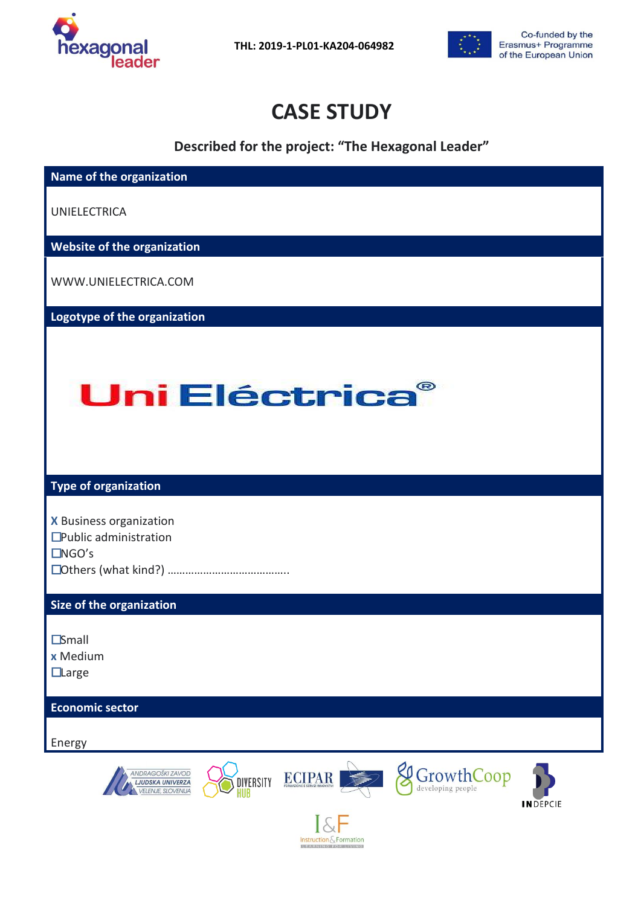THL: 2019-1-PL01-KA204-064982

Co-funded by the Erasmus+ Programme of the European Union

# CASE STUDY

**Described for the project: "The Hexagonal Leader"**

## Name of the organization

UNIELECTRICA

## Website of the organization

WWW.UNIELECTRICA.COM

## Logotype of the organization

Uni Eléctrica®

## Type of organization

X Business organization
☐Public administration
☐NGO's
☐Others (what kind?) …………………………………..

## Size of the organization

☐Small
x Medium
☐Large

## Economic sector

Energy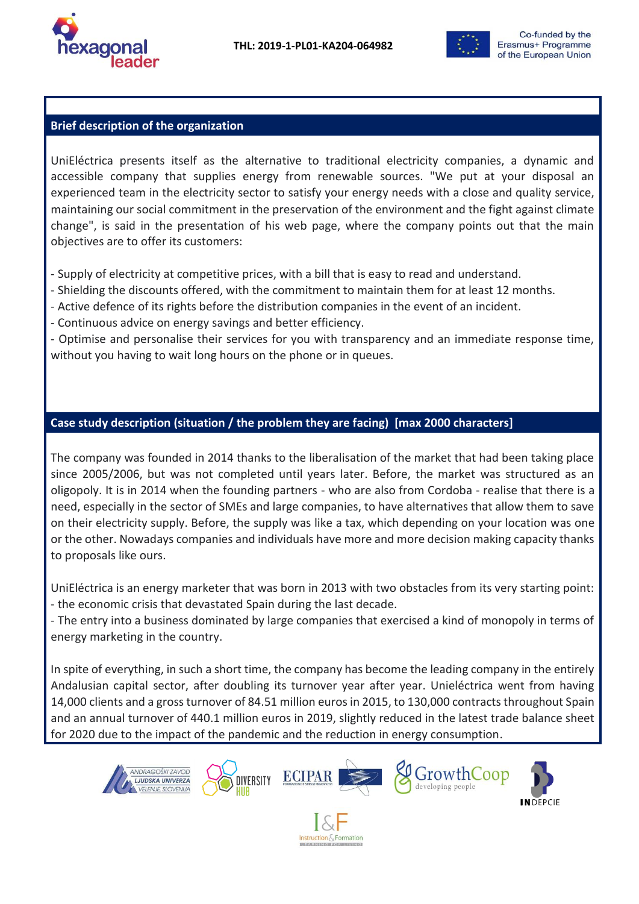## Brief description of the organization

UniEléctrica presents itself as the alternative to traditional electricity companies, a dynamic and accessible company that supplies energy from renewable sources. "We put at your disposal an experienced team in the electricity sector to satisfy your energy needs with a close and quality service, maintaining our social commitment in the preservation of the environment and the fight against climate change", is said in the presentation of his web page, where the company points out that the main objectives are to offer its customers:

- Supply of electricity at competitive prices, with a bill that is easy to read and understand.
- Shielding the discounts offered, with the commitment to maintain them for at least 12 months.
- Active defence of its rights before the distribution companies in the event of an incident.
- Continuous advice on energy savings and better efficiency.
- Optimise and personalise their services for you with transparency and an immediate response time, without you having to wait long hours on the phone or in queues.

## Case study description (situation / the problem they are facing) [max 2000 characters]

The company was founded in 2014 thanks to the liberalisation of the market that had been taking place since 2005/2006, but was not completed until years later. Before, the market was structured as an oligopoly. It is in 2014 when the founding partners - who are also from Cordoba - realise that there is a need, especially in the sector of SMEs and large companies, to have alternatives that allow them to save on their electricity supply. Before, the supply was like a tax, which depending on your location was one or the other. Nowadays companies and individuals have more and more decision making capacity thanks to proposals like ours.

UniEléctrica is an energy marketer that was born in 2013 with two obstacles from its very starting point:
- the economic crisis that devastated Spain during the last decade.
- The entry into a business dominated by large companies that exercised a kind of monopoly in terms of energy marketing in the country.

In spite of everything, in such a short time, the company has become the leading company in the entirely Andalusian capital sector, after doubling its turnover year after year. Unieléctrica went from having 14,000 clients and a gross turnover of 84.51 million euros in 2015, to 130,000 contracts throughout Spain and an annual turnover of 440.1 million euros in 2019, slightly reduced in the latest trade balance sheet for 2020 due to the impact of the pandemic and the reduction in energy consumption.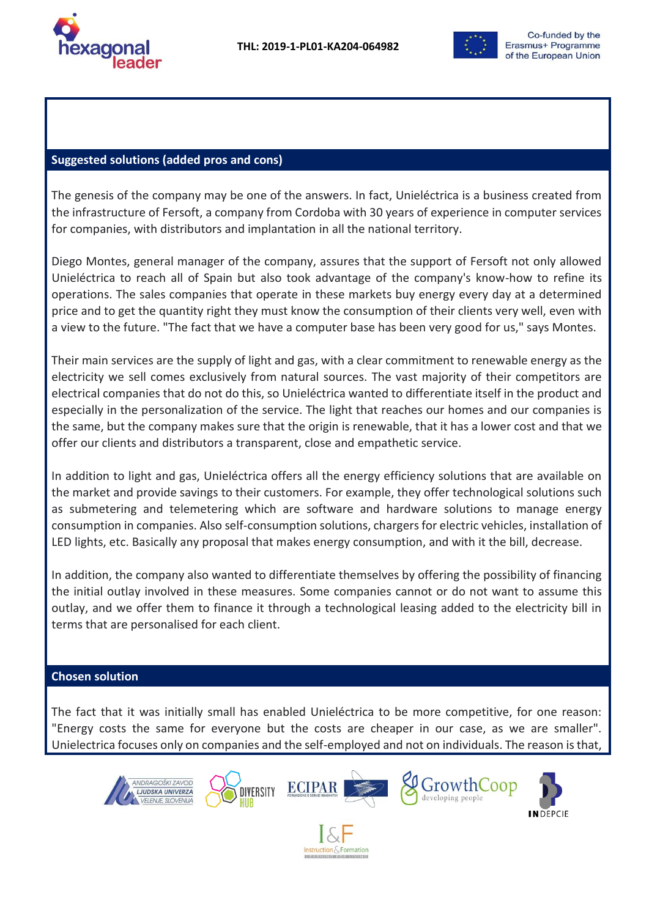## Suggested solutions (added pros and cons)

The genesis of the company may be one of the answers. In fact, Unieléctrica is a business created from the infrastructure of Fersoft, a company from Cordoba with 30 years of experience in computer services for companies, with distributors and implantation in all the national territory.

Diego Montes, general manager of the company, assures that the support of Fersoft not only allowed Unieléctrica to reach all of Spain but also took advantage of the company's know-how to refine its operations. The sales companies that operate in these markets buy energy every day at a determined price and to get the quantity right they must know the consumption of their clients very well, even with a view to the future. "The fact that we have a computer base has been very good for us," says Montes.

Their main services are the supply of light and gas, with a clear commitment to renewable energy as the electricity we sell comes exclusively from natural sources. The vast majority of their competitors are electrical companies that do not do this, so Unieléctrica wanted to differentiate itself in the product and especially in the personalization of the service. The light that reaches our homes and our companies is the same, but the company makes sure that the origin is renewable, that it has a lower cost and that we offer our clients and distributors a transparent, close and empathetic service.

In addition to light and gas, Unieléctrica offers all the energy efficiency solutions that are available on the market and provide savings to their customers. For example, they offer technological solutions such as submetering and telemetering which are software and hardware solutions to manage energy consumption in companies. Also self-consumption solutions, chargers for electric vehicles, installation of LED lights, etc. Basically any proposal that makes energy consumption, and with it the bill, decrease.

In addition, the company also wanted to differentiate themselves by offering the possibility of financing the initial outlay involved in these measures. Some companies cannot or do not want to assume this outlay, and we offer them to finance it through a technological leasing added to the electricity bill in terms that are personalised for each client.

## Chosen solution

The fact that it was initially small has enabled Unieléctrica to be more competitive, for one reason: "Energy costs the same for everyone but the costs are cheaper in our case, as we are smaller". Unielectrica focuses only on companies and the self-employed and not on individuals. The reason is that,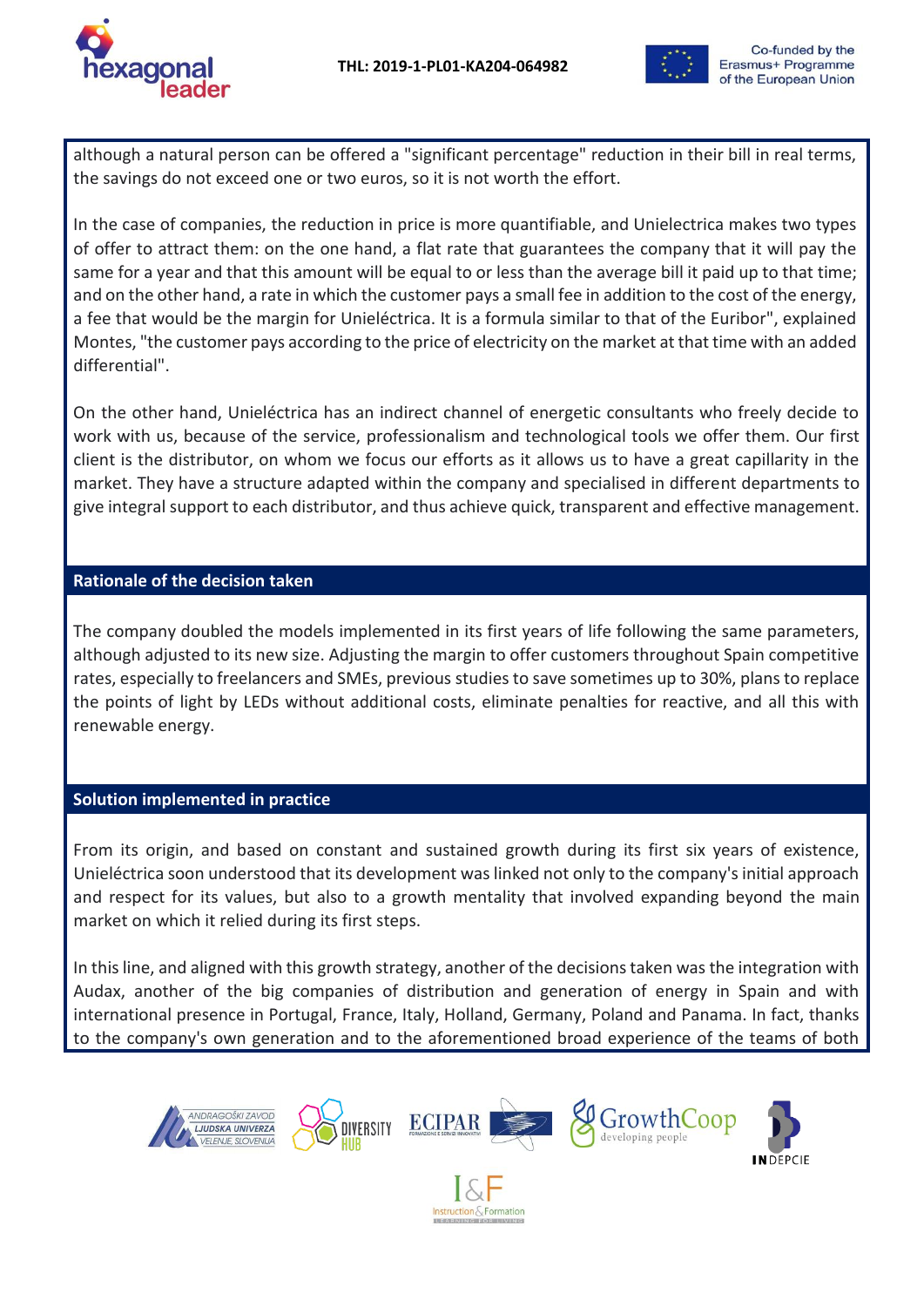although a natural person can be offered a "significant percentage" reduction in their bill in real terms, the savings do not exceed one or two euros, so it is not worth the effort.

In the case of companies, the reduction in price is more quantifiable, and Unielectrica makes two types of offer to attract them: on the one hand, a flat rate that guarantees the company that it will pay the same for a year and that this amount will be equal to or less than the average bill it paid up to that time; and on the other hand, a rate in which the customer pays a small fee in addition to the cost of the energy, a fee that would be the margin for Unieléctrica. It is a formula similar to that of the Euribor", explained Montes, "the customer pays according to the price of electricity on the market at that time with an added differential".

On the other hand, Unieléctrica has an indirect channel of energetic consultants who freely decide to work with us, because of the service, professionalism and technological tools we offer them. Our first client is the distributor, on whom we focus our efforts as it allows us to have a great capillarity in the market. They have a structure adapted within the company and specialised in different departments to give integral support to each distributor, and thus achieve quick, transparent and effective management.

## Rationale of the decision taken

The company doubled the models implemented in its first years of life following the same parameters, although adjusted to its new size. Adjusting the margin to offer customers throughout Spain competitive rates, especially to freelancers and SMEs, previous studies to save sometimes up to 30%, plans to replace the points of light by LEDs without additional costs, eliminate penalties for reactive, and all this with renewable energy.

## Solution implemented in practice

From its origin, and based on constant and sustained growth during its first six years of existence, Unieléctrica soon understood that its development was linked not only to the company's initial approach and respect for its values, but also to a growth mentality that involved expanding beyond the main market on which it relied during its first steps.

In this line, and aligned with this growth strategy, another of the decisions taken was the integration with Audax, another of the big companies of distribution and generation of energy in Spain and with international presence in Portugal, France, Italy, Holland, Germany, Poland and Panama. In fact, thanks to the company's own generation and to the aforementioned broad experience of the teams of both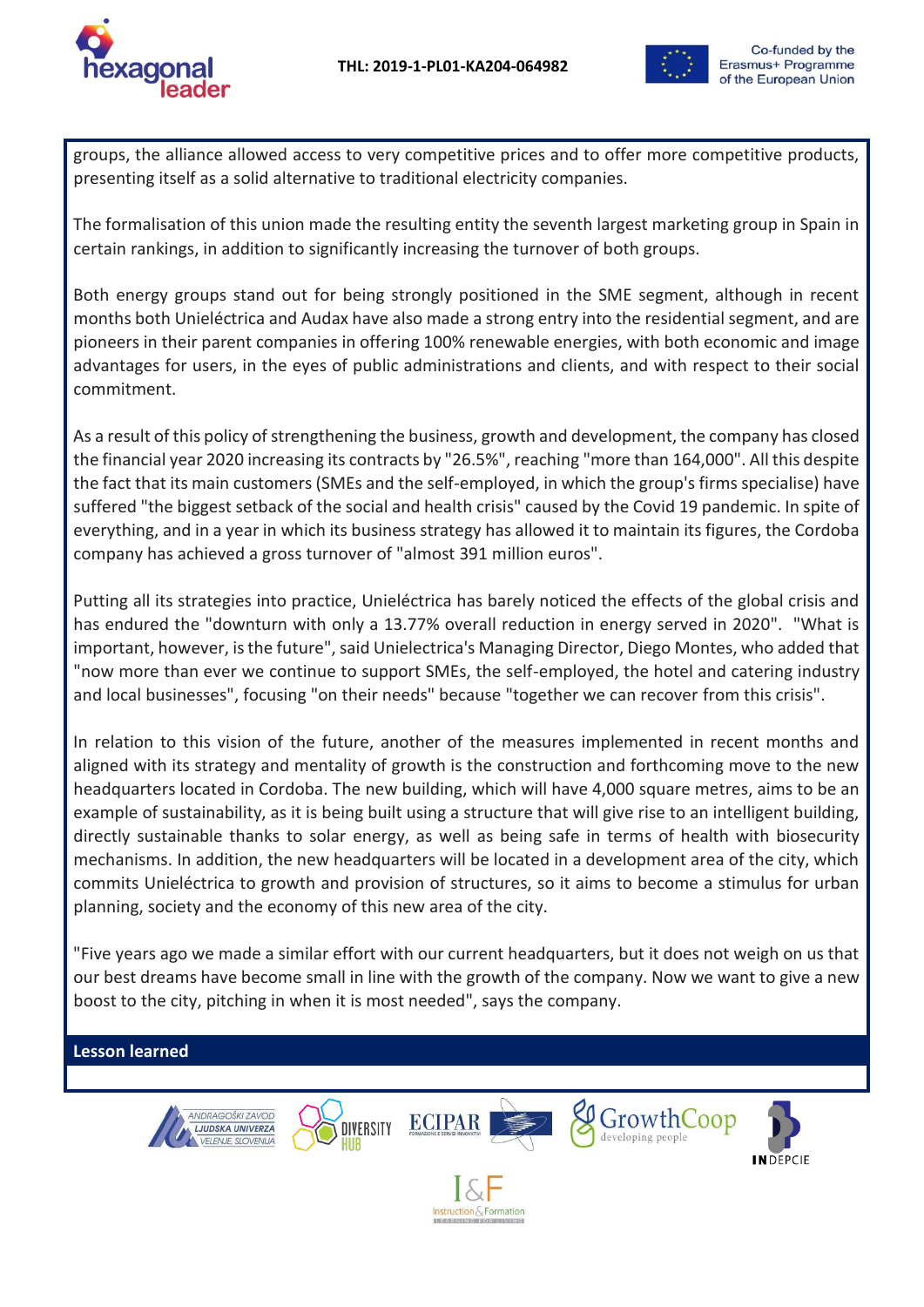groups, the alliance allowed access to very competitive prices and to offer more competitive products, presenting itself as a solid alternative to traditional electricity companies.

The formalisation of this union made the resulting entity the seventh largest marketing group in Spain in certain rankings, in addition to significantly increasing the turnover of both groups.

Both energy groups stand out for being strongly positioned in the SME segment, although in recent months both Unieléctrica and Audax have also made a strong entry into the residential segment, and are pioneers in their parent companies in offering 100% renewable energies, with both economic and image advantages for users, in the eyes of public administrations and clients, and with respect to their social commitment.

As a result of this policy of strengthening the business, growth and development, the company has closed the financial year 2020 increasing its contracts by "26.5%", reaching "more than 164,000". All this despite the fact that its main customers (SMEs and the self-employed, in which the group's firms specialise) have suffered "the biggest setback of the social and health crisis" caused by the Covid 19 pandemic. In spite of everything, and in a year in which its business strategy has allowed it to maintain its figures, the Cordoba company has achieved a gross turnover of "almost 391 million euros".

Putting all its strategies into practice, Unieléctrica has barely noticed the effects of the global crisis and has endured the "downturn with only a 13.77% overall reduction in energy served in 2020". "What is important, however, is the future", said Unielectrica's Managing Director, Diego Montes, who added that "now more than ever we continue to support SMEs, the self-employed, the hotel and catering industry and local businesses", focusing "on their needs" because "together we can recover from this crisis".

In relation to this vision of the future, another of the measures implemented in recent months and aligned with its strategy and mentality of growth is the construction and forthcoming move to the new headquarters located in Cordoba. The new building, which will have 4,000 square metres, aims to be an example of sustainability, as it is being built using a structure that will give rise to an intelligent building, directly sustainable thanks to solar energy, as well as being safe in terms of health with biosecurity mechanisms. In addition, the new headquarters will be located in a development area of the city, which commits Unieléctrica to growth and provision of structures, so it aims to become a stimulus for urban planning, society and the economy of this new area of the city.

"Five years ago we made a similar effort with our current headquarters, but it does not weigh on us that our best dreams have become small in line with the growth of the company. Now we want to give a new boost to the city, pitching in when it is most needed", says the company.

**Lesson learned**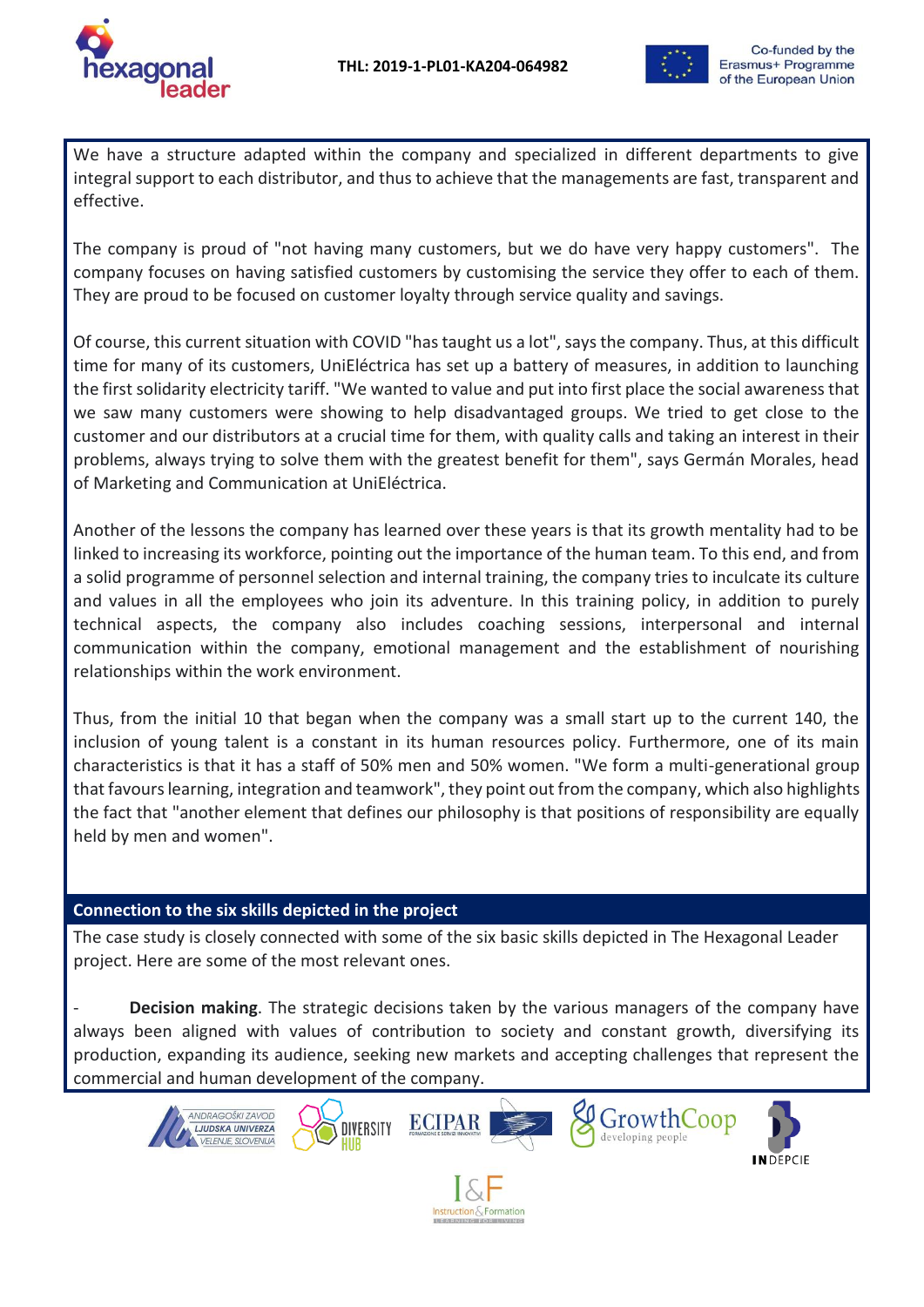We have a structure adapted within the company and specialized in different departments to give integral support to each distributor, and thus to achieve that the managements are fast, transparent and effective.

The company is proud of "not having many customers, but we do have very happy customers". The company focuses on having satisfied customers by customising the service they offer to each of them. They are proud to be focused on customer loyalty through service quality and savings.

Of course, this current situation with COVID "has taught us a lot", says the company. Thus, at this difficult time for many of its customers, UniEléctrica has set up a battery of measures, in addition to launching the first solidarity electricity tariff. "We wanted to value and put into first place the social awareness that we saw many customers were showing to help disadvantaged groups. We tried to get close to the customer and our distributors at a crucial time for them, with quality calls and taking an interest in their problems, always trying to solve them with the greatest benefit for them", says Germán Morales, head of Marketing and Communication at UniEléctrica.

Another of the lessons the company has learned over these years is that its growth mentality had to be linked to increasing its workforce, pointing out the importance of the human team. To this end, and from a solid programme of personnel selection and internal training, the company tries to inculcate its culture and values in all the employees who join its adventure. In this training policy, in addition to purely technical aspects, the company also includes coaching sessions, interpersonal and internal communication within the company, emotional management and the establishment of nourishing relationships within the work environment.

Thus, from the initial 10 that began when the company was a small start up to the current 140, the inclusion of young talent is a constant in its human resources policy. Furthermore, one of its main characteristics is that it has a staff of 50% men and 50% women. "We form a multi-generational group that favours learning, integration and teamwork", they point out from the company, which also highlights the fact that "another element that defines our philosophy is that positions of responsibility are equally held by men and women".

## Connection to the six skills depicted in the project

The case study is closely connected with some of the six basic skills depicted in The Hexagonal Leader project. Here are some of the most relevant ones.

- **Decision making**. The strategic decisions taken by the various managers of the company have always been aligned with values of contribution to society and constant growth, diversifying its production, expanding its audience, seeking new markets and accepting challenges that represent the commercial and human development of the company.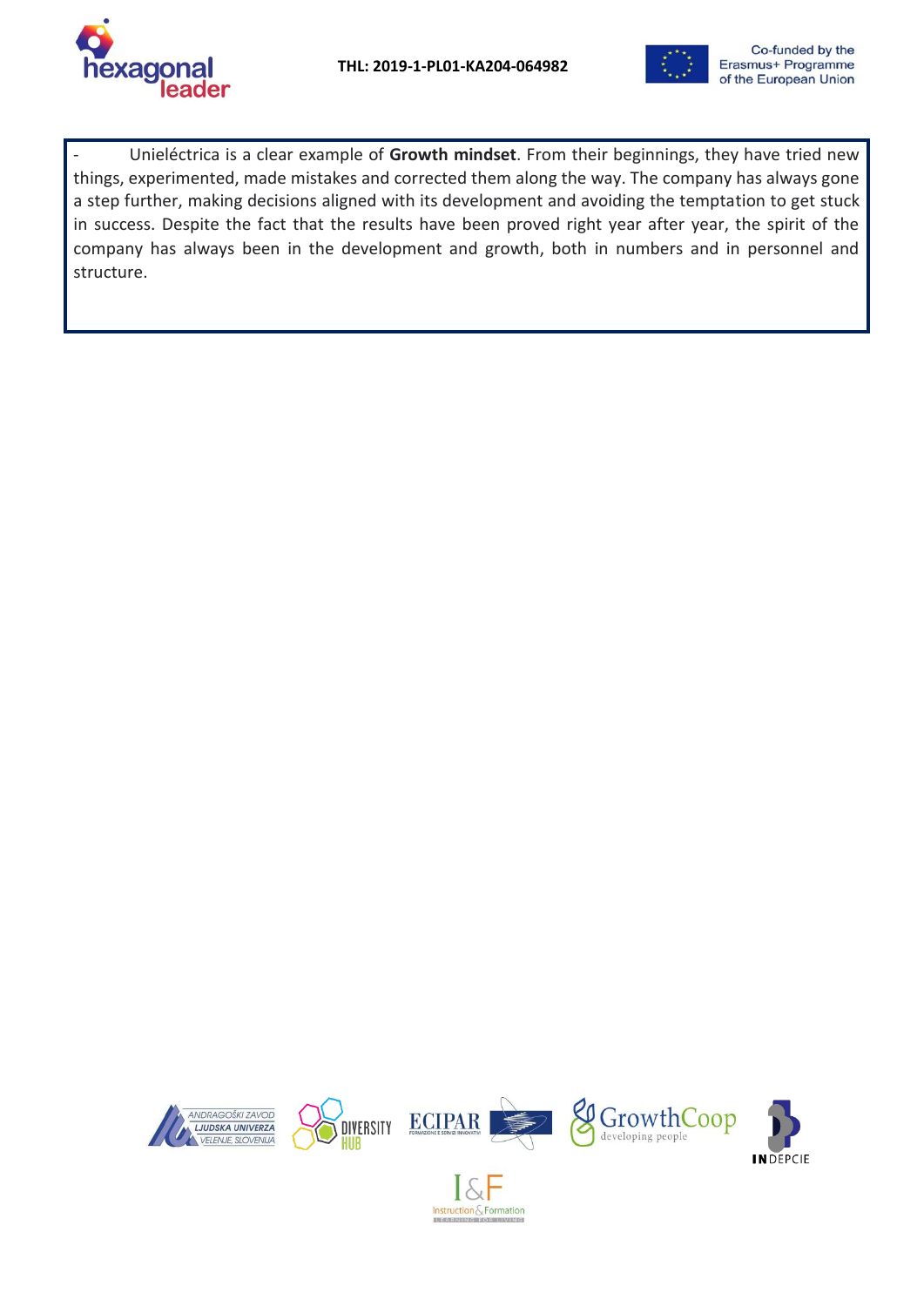- Unieléctrica is a clear example of **Growth mindset**. From their beginnings, they have tried new things, experimented, made mistakes and corrected them along the way. The company has always gone a step further, making decisions aligned with its development and avoiding the temptation to get stuck in success. Despite the fact that the results have been proved right year after year, the spirit of the company has always been in the development and growth, both in numbers and in personnel and structure.